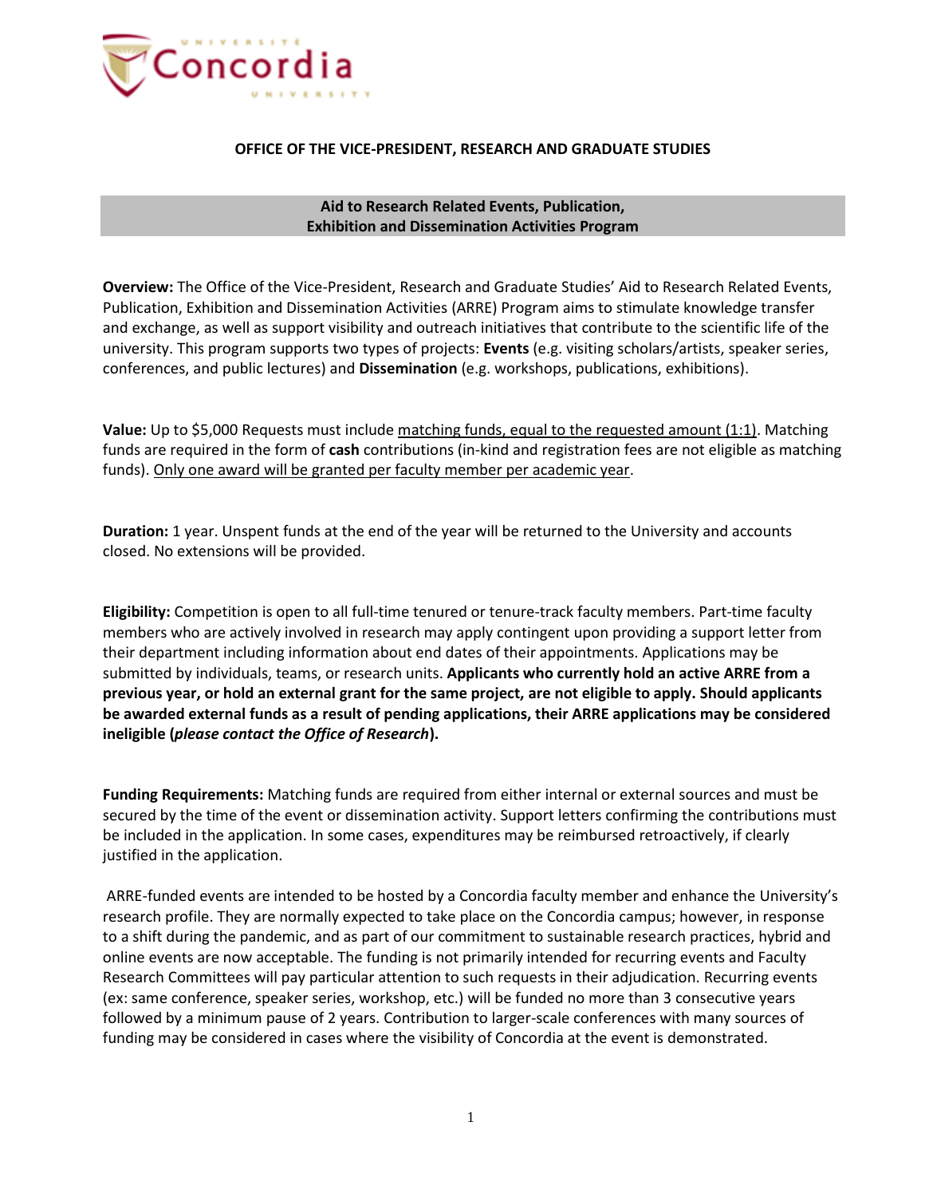**OFFICE OF THE VICE-PRESIDENT, RESEARCH AND GRADUATE STUDIES**

## Aid to Research Related Events, Publication, Exhibition and Dissemination Activities Program

**Overview:** The Office of the Vice-President, Research and Graduate Studies' Aid to Research Related Events, Publication, Exhibition and Dissemination Activities (ARRE) Program aims to stimulate knowledge transfer and exchange, as well as support visibility and outreach initiatives that contribute to the scientific life of the university. This program supports two types of projects: **Events** (e.g. visiting scholars/artists, speaker series, conferences, and public lectures) and **Dissemination** (e.g. workshops, publications, exhibitions).

**Value:** Up to $5,000 Requests must include matching funds, equal to the requested amount (1:1). Matching funds are required in the form of **cash** contributions (in-kind and registration fees are not eligible as matching funds). Only one award will be granted per faculty member per academic year.

**Duration:** 1 year. Unspent funds at the end of the year will be returned to the University and accounts closed. No extensions will be provided.

**Eligibility:** Competition is open to all full-time tenured or tenure-track faculty members. Part-time faculty members who are actively involved in research may apply contingent upon providing a support letter from their department including information about end dates of their appointments. Applications may be submitted by individuals, teams, or research units. **Applicants who currently hold an active ARRE from a previous year, or hold an external grant for the same project, are not eligible to apply. Should applicants be awarded external funds as a result of pending applications, their ARRE applications may be considered ineligible (*please contact the Office of Research*).**

**Funding Requirements:** Matching funds are required from either internal or external sources and must be secured by the time of the event or dissemination activity. Support letters confirming the contributions must be included in the application. In some cases, expenditures may be reimbursed retroactively, if clearly justified in the application.

ARRE-funded events are intended to be hosted by a Concordia faculty member and enhance the University's research profile. They are normally expected to take place on the Concordia campus; however, in response to a shift during the pandemic, and as part of our commitment to sustainable research practices, hybrid and online events are now acceptable. The funding is not primarily intended for recurring events and Faculty Research Committees will pay particular attention to such requests in their adjudication. Recurring events (ex: same conference, speaker series, workshop, etc.) will be funded no more than 3 consecutive years followed by a minimum pause of 2 years. Contribution to larger-scale conferences with many sources of funding may be considered in cases where the visibility of Concordia at the event is demonstrated.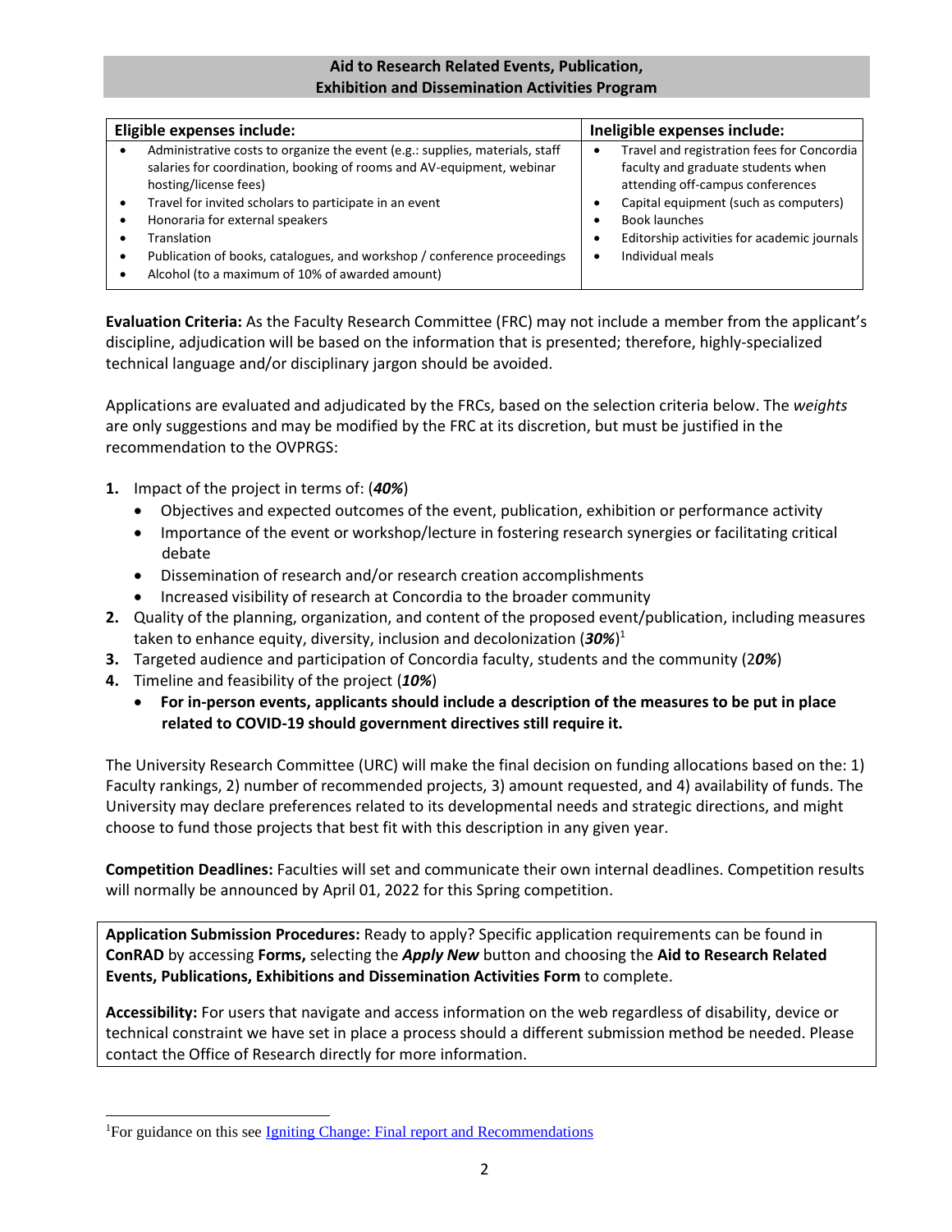## Aid to Research Related Events, Publication, Exhibition and Dissemination Activities Program

| Eligible expenses include: | Ineligible expenses include: |
| --- | --- |
| • Administrative costs to organize the event (e.g.: supplies, materials, staff salaries for coordination, booking of rooms and AV-equipment, webinar hosting/license fees)<br>• Travel for invited scholars to participate in an event<br>• Honoraria for external speakers<br>• Translation<br>• Publication of books, catalogues, and workshop / conference proceedings<br>• Alcohol (to a maximum of 10% of awarded amount) | • Travel and registration fees for Concordia faculty and graduate students when attending off-campus conferences<br>• Capital equipment (such as computers)<br>• Book launches<br>• Editorship activities for academic journals<br>• Individual meals |

**Evaluation Criteria:** As the Faculty Research Committee (FRC) may not include a member from the applicant's discipline, adjudication will be based on the information that is presented; therefore, highly-specialized technical language and/or disciplinary jargon should be avoided.

Applications are evaluated and adjudicated by the FRCs, based on the selection criteria below. The *weights* are only suggestions and may be modified by the FRC at its discretion, but must be justified in the recommendation to the OVPRGS:

1. Impact of the project in terms of: (***40%***)
   - Objectives and expected outcomes of the event, publication, exhibition or performance activity
   - Importance of the event or workshop/lecture in fostering research synergies or facilitating critical debate
   - Dissemination of research and/or research creation accomplishments
   - Increased visibility of research at Concordia to the broader community
2. Quality of the planning, organization, and content of the proposed event/publication, including measures taken to enhance equity, diversity, inclusion and decolonization (***30%***)[1]
3. Targeted audience and participation of Concordia faculty, students and the community (2***0%***)
4. Timeline and feasibility of the project (***10%***)
   - **For in-person events, applicants should include a description of the measures to be put in place related to COVID-19 should government directives still require it.**

The University Research Committee (URC) will make the final decision on funding allocations based on the: 1) Faculty rankings, 2) number of recommended projects, 3) amount requested, and 4) availability of funds. The University may declare preferences related to its developmental needs and strategic directions, and might choose to fund those projects that best fit with this description in any given year.

**Competition Deadlines:** Faculties will set and communicate their own internal deadlines. Competition results will normally be announced by April 01, 2022 for this Spring competition.

**Application Submission Procedures:** Ready to apply? Specific application requirements can be found in **ConRAD** by accessing **Forms,** selecting the ***Apply New*** button and choosing the **Aid to Research Related Events, Publications, Exhibitions and Dissemination Activities Form** to complete.

**Accessibility:** For users that navigate and access information on the web regardless of disability, device or technical constraint we have set in place a process should a different submission method be needed. Please contact the Office of Research directly for more information.

[1]For guidance on this see Igniting Change: Final report and Recommendations